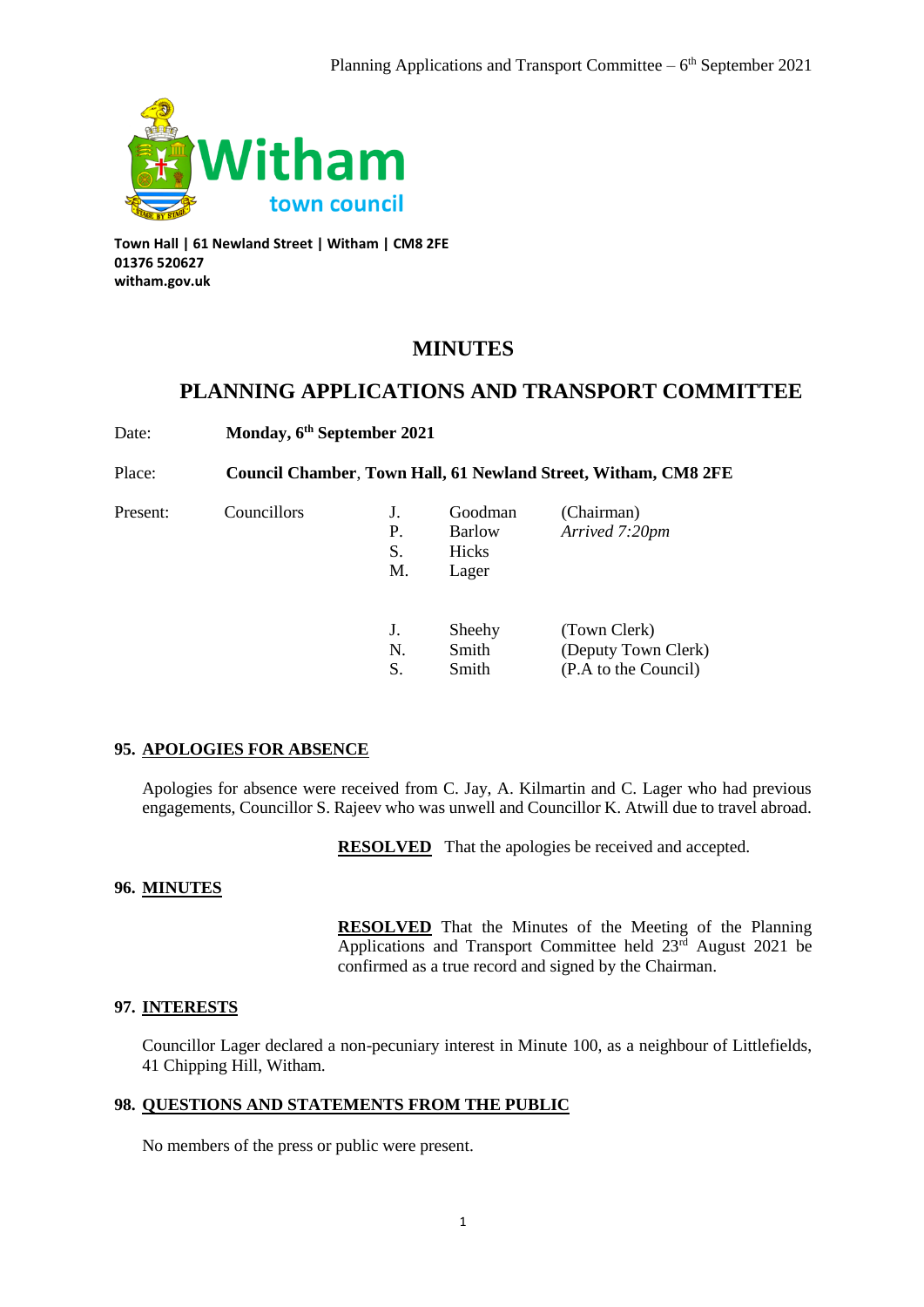Witham town council

**Town Hall | 61 Newland Street | Witham | CM8 2FE**
**01376 520627**
**witham.gov.uk**

# MINUTES

# PLANNING APPLICATIONS AND TRANSPORT COMMITTEE

Date: **Monday, 6th September 2021**

Place: **Council Chamber, Town Hall, 61 Newland Street, Witham, CM8 2FE**

| Present: | Councillors | | | |
|---|---|---|---|---|
| | | J. | Goodman | (Chairman) |
| | | P. | Barlow | *Arrived 7:20pm* |
| | | S. | Hicks | |
| | | M. | Lager | |
| | | J. | Sheehy | (Town Clerk) |
| | | N. | Smith | (Deputy Town Clerk) |
| | | S. | Smith | (P.A to the Council) |

## 95. APOLOGIES FOR ABSENCE

Apologies for absence were received from C. Jay, A. Kilmartin and C. Lager who had previous engagements, Councillor S. Rajeev who was unwell and Councillor K. Atwill due to travel abroad.

**RESOLVED** That the apologies be received and accepted.

## 96. MINUTES

**RESOLVED** That the Minutes of the Meeting of the Planning Applications and Transport Committee held 23rd August 2021 be confirmed as a true record and signed by the Chairman.

## 97. INTERESTS

Councillor Lager declared a non-pecuniary interest in Minute 100, as a neighbour of Littlefields, 41 Chipping Hill, Witham.

## 98. QUESTIONS AND STATEMENTS FROM THE PUBLIC

No members of the press or public were present.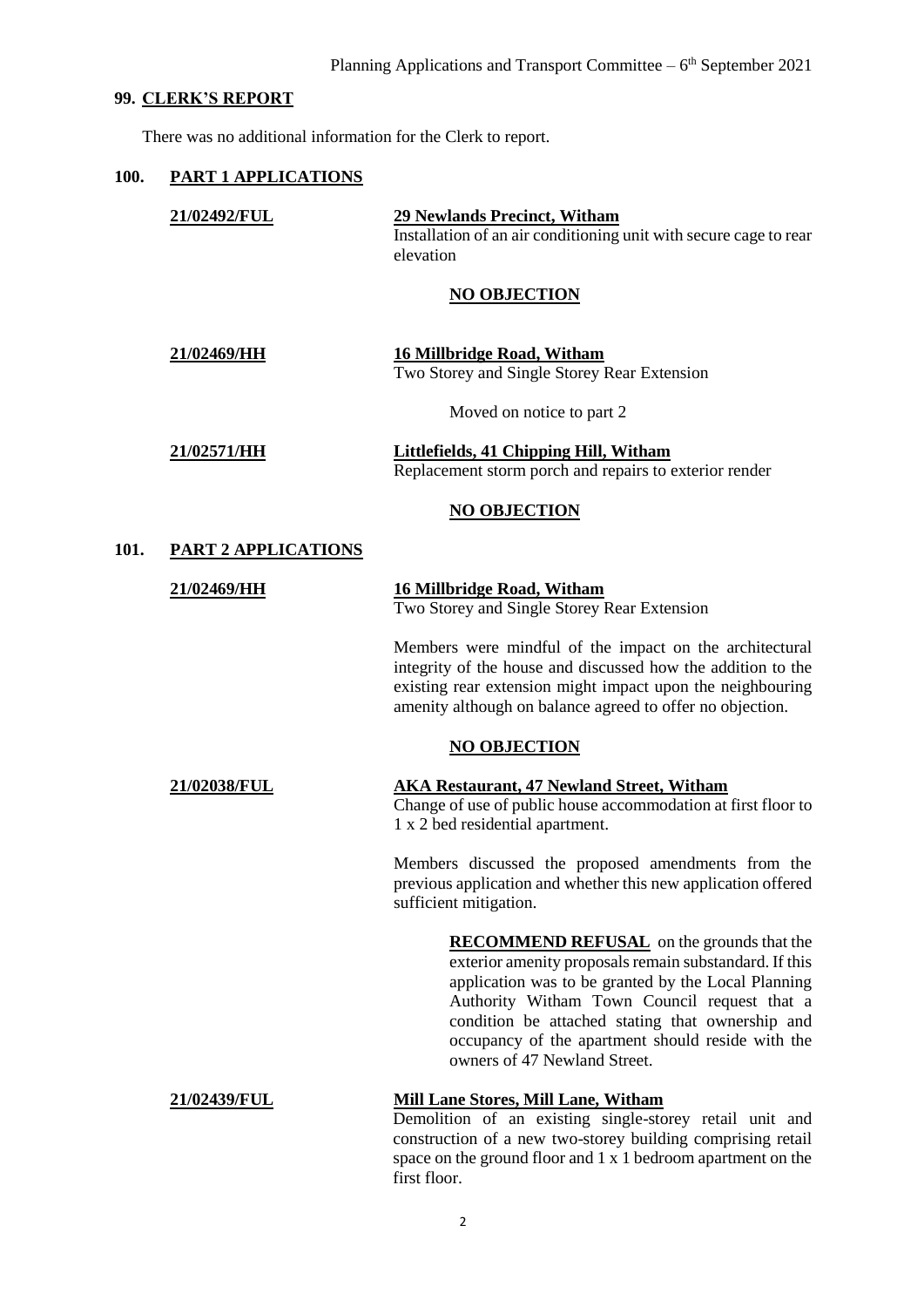## 99. CLERK'S REPORT

There was no additional information for the Clerk to report.

## 100. PART 1 APPLICATIONS

**21/02492/FUL** — **29 Newlands Precinct, Witham**
Installation of an air conditioning unit with secure cage to rear elevation

**NO OBJECTION**

**21/02469/HH** — **16 Millbridge Road, Witham**
Two Storey and Single Storey Rear Extension

Moved on notice to part 2

**21/02571/HH** — **Littlefields, 41 Chipping Hill, Witham**
Replacement storm porch and repairs to exterior render

**NO OBJECTION**

## 101. PART 2 APPLICATIONS

**21/02469/HH** — **16 Millbridge Road, Witham**
Two Storey and Single Storey Rear Extension

Members were mindful of the impact on the architectural integrity of the house and discussed how the addition to the existing rear extension might impact upon the neighbouring amenity although on balance agreed to offer no objection.

**NO OBJECTION**

**21/02038/FUL** — **AKA Restaurant, 47 Newland Street, Witham**
Change of use of public house accommodation at first floor to 1 x 2 bed residential apartment.

Members discussed the proposed amendments from the previous application and whether this new application offered sufficient mitigation.

**RECOMMEND REFUSAL** on the grounds that the exterior amenity proposals remain substandard. If this application was to be granted by the Local Planning Authority Witham Town Council request that a condition be attached stating that ownership and occupancy of the apartment should reside with the owners of 47 Newland Street.

**21/02439/FUL** — **Mill Lane Stores, Mill Lane, Witham**
Demolition of an existing single-storey retail unit and construction of a new two-storey building comprising retail space on the ground floor and 1 x 1 bedroom apartment on the first floor.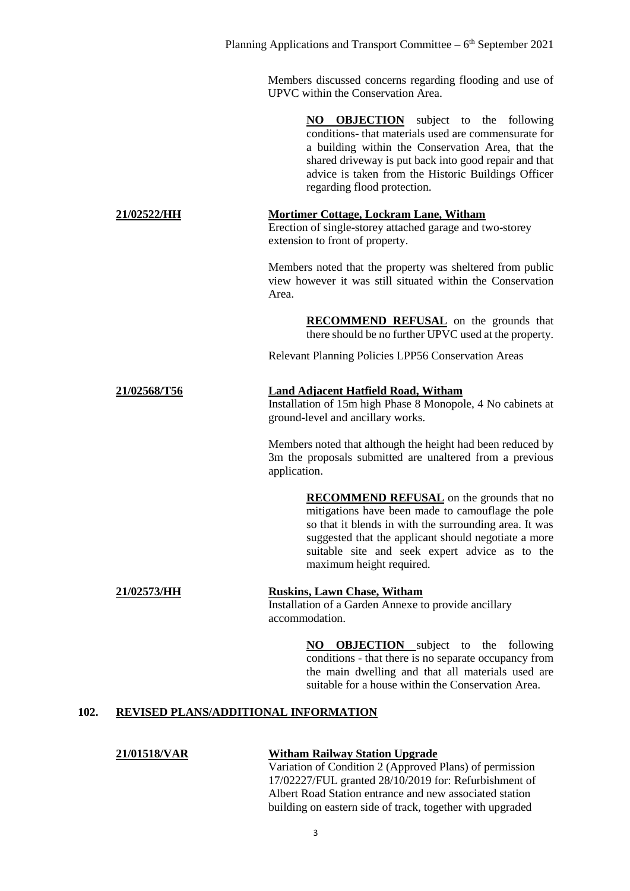Members discussed concerns regarding flooding and use of UPVC within the Conservation Area.

> **NO OBJECTION** subject to the following conditions- that materials used are commensurate for a building within the Conservation Area, that the shared driveway is put back into good repair and that advice is taken from the Historic Buildings Officer regarding flood protection.

**21/02522/HH** — **Mortimer Cottage, Lockram Lane, Witham**
Erection of single-storey attached garage and two-storey extension to front of property.

Members noted that the property was sheltered from public view however it was still situated within the Conservation Area.

> **RECOMMEND REFUSAL** on the grounds that there should be no further UPVC used at the property.

Relevant Planning Policies LPP56 Conservation Areas

**21/02568/T56** — **Land Adjacent Hatfield Road, Witham**
Installation of 15m high Phase 8 Monopole, 4 No cabinets at ground-level and ancillary works.

Members noted that although the height had been reduced by 3m the proposals submitted are unaltered from a previous application.

> **RECOMMEND REFUSAL** on the grounds that no mitigations have been made to camouflage the pole so that it blends in with the surrounding area. It was suggested that the applicant should negotiate a more suitable site and seek expert advice as to the maximum height required.

**21/02573/HH** — **Ruskins, Lawn Chase, Witham**
Installation of a Garden Annexe to provide ancillary accommodation.

> **NO OBJECTION** subject to the following conditions - that there is no separate occupancy from the main dwelling and that all materials used are suitable for a house within the Conservation Area.

## 102. REVISED PLANS/ADDITIONAL INFORMATION

**21/01518/VAR** — **Witham Railway Station Upgrade**
Variation of Condition 2 (Approved Plans) of permission 17/02227/FUL granted 28/10/2019 for: Refurbishment of Albert Road Station entrance and new associated station building on eastern side of track, together with upgraded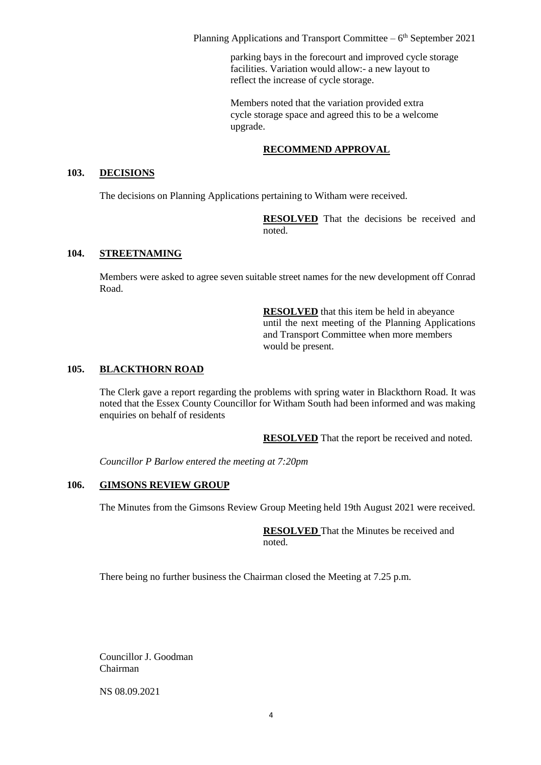parking bays in the forecourt and improved cycle storage facilities. Variation would allow:- a new layout to reflect the increase of cycle storage.

Members noted that the variation provided extra cycle storage space and agreed this to be a welcome upgrade.

**RECOMMEND APPROVAL**

## 103. DECISIONS

The decisions on Planning Applications pertaining to Witham were received.

**RESOLVED** That the decisions be received and noted.

## 104. STREETNAMING

Members were asked to agree seven suitable street names for the new development off Conrad Road.

**RESOLVED** that this item be held in abeyance until the next meeting of the Planning Applications and Transport Committee when more members would be present.

## 105. BLACKTHORN ROAD

The Clerk gave a report regarding the problems with spring water in Blackthorn Road. It was noted that the Essex County Councillor for Witham South had been informed and was making enquiries on behalf of residents

**RESOLVED** That the report be received and noted.

*Councillor P Barlow entered the meeting at 7:20pm*

## 106. GIMSONS REVIEW GROUP

The Minutes from the Gimsons Review Group Meeting held 19th August 2021 were received.

**RESOLVED** That the Minutes be received and noted.

There being no further business the Chairman closed the Meeting at 7.25 p.m.

Councillor J. Goodman
Chairman

NS 08.09.2021